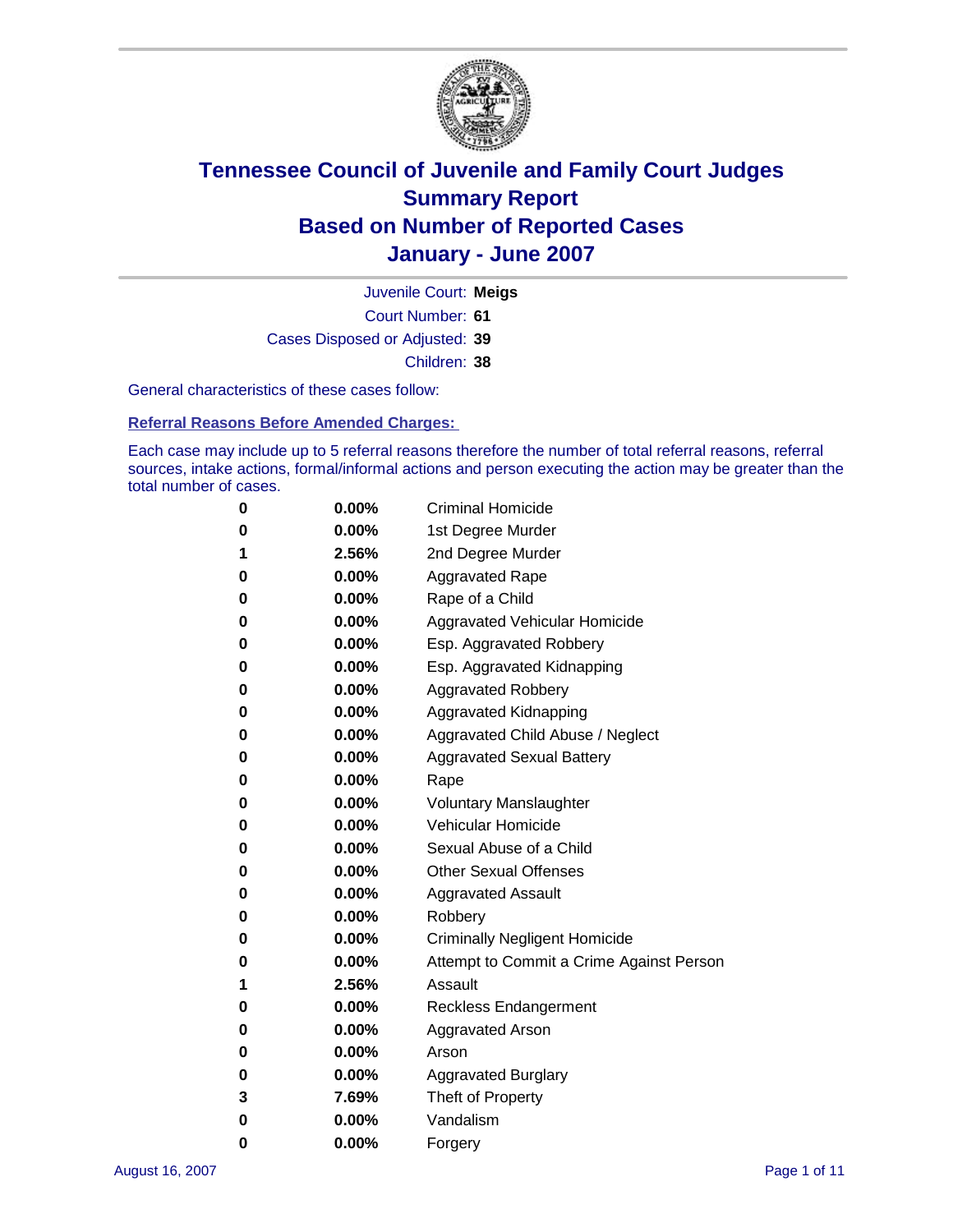# Tennessee Council of Juvenile and Family Court Judges
## Summary Report
## Based on Number of Reported Cases
## January - June 2007

Juvenile Court: **Meigs**

Court Number: **61**

Cases Disposed or Adjusted: **39**

Children: **38**

General characteristics of these cases follow:

### Referral Reasons Before Amended Charges:

Each case may include up to 5 referral reasons therefore the number of total referral reasons, referral sources, intake actions, formal/informal actions and person executing the action may be greater than the total number of cases.

| Count | Percent | Referral Reason |
|---|---|---|
| 0 | 0.00% | Criminal Homicide |
| 0 | 0.00% | 1st Degree Murder |
| 1 | 2.56% | 2nd Degree Murder |
| 0 | 0.00% | Aggravated Rape |
| 0 | 0.00% | Rape of a Child |
| 0 | 0.00% | Aggravated Vehicular Homicide |
| 0 | 0.00% | Esp. Aggravated Robbery |
| 0 | 0.00% | Esp. Aggravated Kidnapping |
| 0 | 0.00% | Aggravated Robbery |
| 0 | 0.00% | Aggravated Kidnapping |
| 0 | 0.00% | Aggravated Child Abuse / Neglect |
| 0 | 0.00% | Aggravated Sexual Battery |
| 0 | 0.00% | Rape |
| 0 | 0.00% | Voluntary Manslaughter |
| 0 | 0.00% | Vehicular Homicide |
| 0 | 0.00% | Sexual Abuse of a Child |
| 0 | 0.00% | Other Sexual Offenses |
| 0 | 0.00% | Aggravated Assault |
| 0 | 0.00% | Robbery |
| 0 | 0.00% | Criminally Negligent Homicide |
| 0 | 0.00% | Attempt to Commit a Crime Against Person |
| 1 | 2.56% | Assault |
| 0 | 0.00% | Reckless Endangerment |
| 0 | 0.00% | Aggravated Arson |
| 0 | 0.00% | Arson |
| 0 | 0.00% | Aggravated Burglary |
| 3 | 7.69% | Theft of Property |
| 0 | 0.00% | Vandalism |
| 0 | 0.00% | Forgery |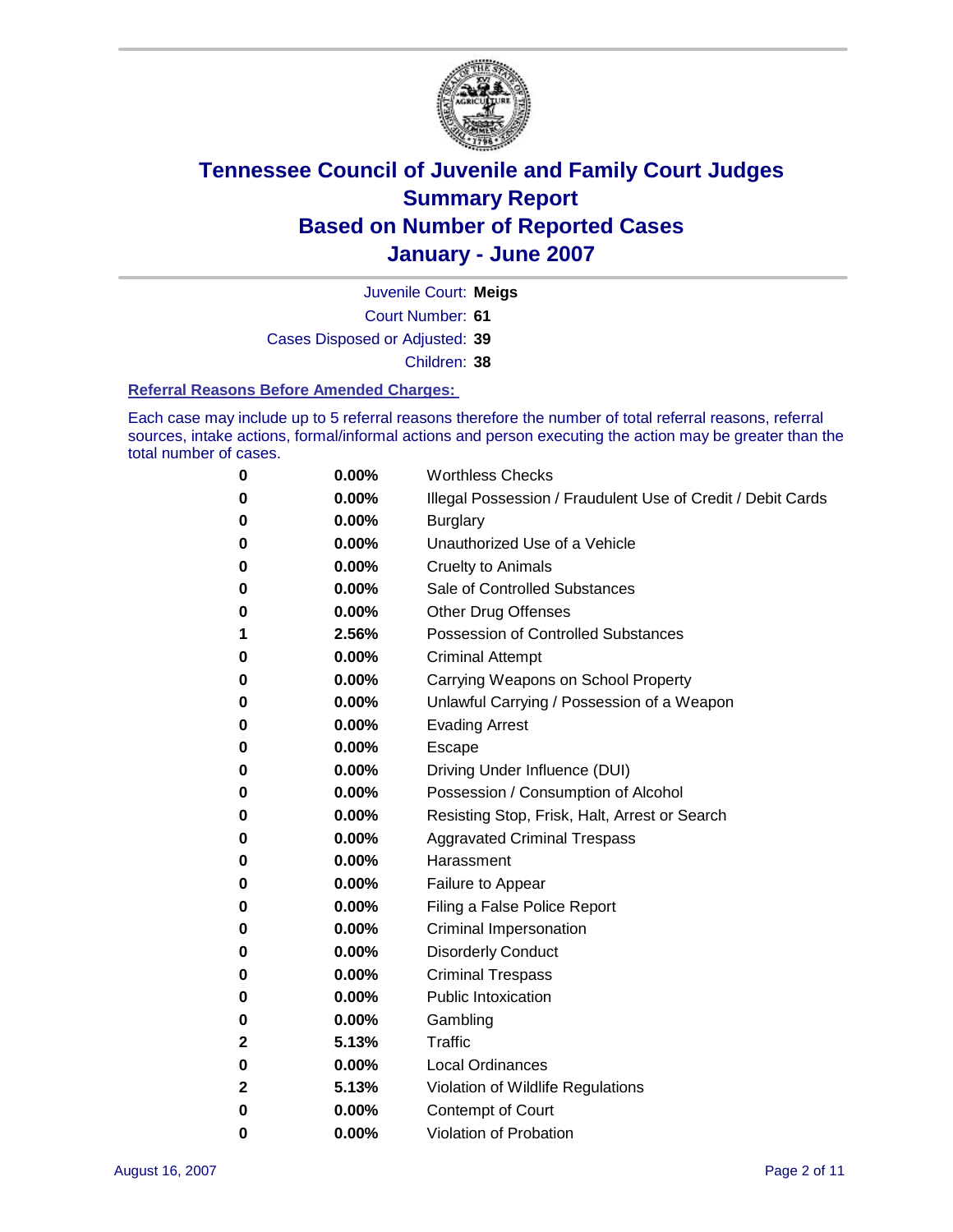# Tennessee Council of Juvenile and Family Court Judges
## Summary Report
## Based on Number of Reported Cases
## January - June 2007

Juvenile Court: **Meigs**
Court Number: **61**
Cases Disposed or Adjusted: **39**
Children: **38**

### Referral Reasons Before Amended Charges:

Each case may include up to 5 referral reasons therefore the number of total referral reasons, referral sources, intake actions, formal/informal actions and person executing the action may be greater than the total number of cases.

| Count | Percent | Referral Reason |
|---|---|---|
| 0 | 0.00% | Worthless Checks |
| 0 | 0.00% | Illegal Possession / Fraudulent Use of Credit / Debit Cards |
| 0 | 0.00% | Burglary |
| 0 | 0.00% | Unauthorized Use of a Vehicle |
| 0 | 0.00% | Cruelty to Animals |
| 0 | 0.00% | Sale of Controlled Substances |
| 0 | 0.00% | Other Drug Offenses |
| 1 | 2.56% | Possession of Controlled Substances |
| 0 | 0.00% | Criminal Attempt |
| 0 | 0.00% | Carrying Weapons on School Property |
| 0 | 0.00% | Unlawful Carrying / Possession of a Weapon |
| 0 | 0.00% | Evading Arrest |
| 0 | 0.00% | Escape |
| 0 | 0.00% | Driving Under Influence (DUI) |
| 0 | 0.00% | Possession / Consumption of Alcohol |
| 0 | 0.00% | Resisting Stop, Frisk, Halt, Arrest or Search |
| 0 | 0.00% | Aggravated Criminal Trespass |
| 0 | 0.00% | Harassment |
| 0 | 0.00% | Failure to Appear |
| 0 | 0.00% | Filing a False Police Report |
| 0 | 0.00% | Criminal Impersonation |
| 0 | 0.00% | Disorderly Conduct |
| 0 | 0.00% | Criminal Trespass |
| 0 | 0.00% | Public Intoxication |
| 0 | 0.00% | Gambling |
| 2 | 5.13% | Traffic |
| 0 | 0.00% | Local Ordinances |
| 2 | 5.13% | Violation of Wildlife Regulations |
| 0 | 0.00% | Contempt of Court |
| 0 | 0.00% | Violation of Probation |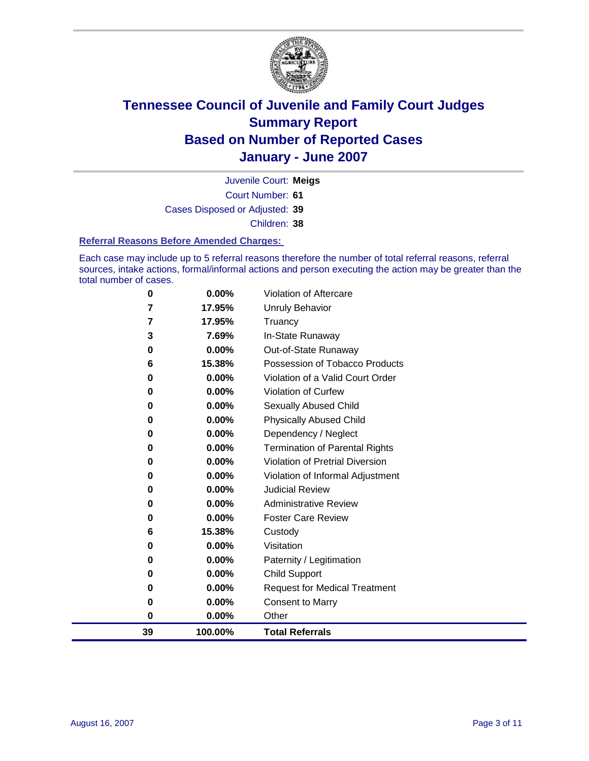# Tennessee Council of Juvenile and Family Court Judges
# Summary Report
# Based on Number of Reported Cases
# January - June 2007

Juvenile Court: **Meigs**

Court Number: **61**

Cases Disposed or Adjusted: **39**

Children: **38**

### Referral Reasons Before Amended Charges:

Each case may include up to 5 referral reasons therefore the number of total referral reasons, referral sources, intake actions, formal/informal actions and person executing the action may be greater than the total number of cases.

| Count | Percent | Referral Reason |
|---|---|---|
| 0 | 0.00% | Violation of Aftercare |
| 7 | 17.95% | Unruly Behavior |
| 7 | 17.95% | Truancy |
| 3 | 7.69% | In-State Runaway |
| 0 | 0.00% | Out-of-State Runaway |
| 6 | 15.38% | Possession of Tobacco Products |
| 0 | 0.00% | Violation of a Valid Court Order |
| 0 | 0.00% | Violation of Curfew |
| 0 | 0.00% | Sexually Abused Child |
| 0 | 0.00% | Physically Abused Child |
| 0 | 0.00% | Dependency / Neglect |
| 0 | 0.00% | Termination of Parental Rights |
| 0 | 0.00% | Violation of Pretrial Diversion |
| 0 | 0.00% | Violation of Informal Adjustment |
| 0 | 0.00% | Judicial Review |
| 0 | 0.00% | Administrative Review |
| 0 | 0.00% | Foster Care Review |
| 6 | 15.38% | Custody |
| 0 | 0.00% | Visitation |
| 0 | 0.00% | Paternity / Legitimation |
| 0 | 0.00% | Child Support |
| 0 | 0.00% | Request for Medical Treatment |
| 0 | 0.00% | Consent to Marry |
| 0 | 0.00% | Other |
| **39** | **100.00%** | **Total Referrals** |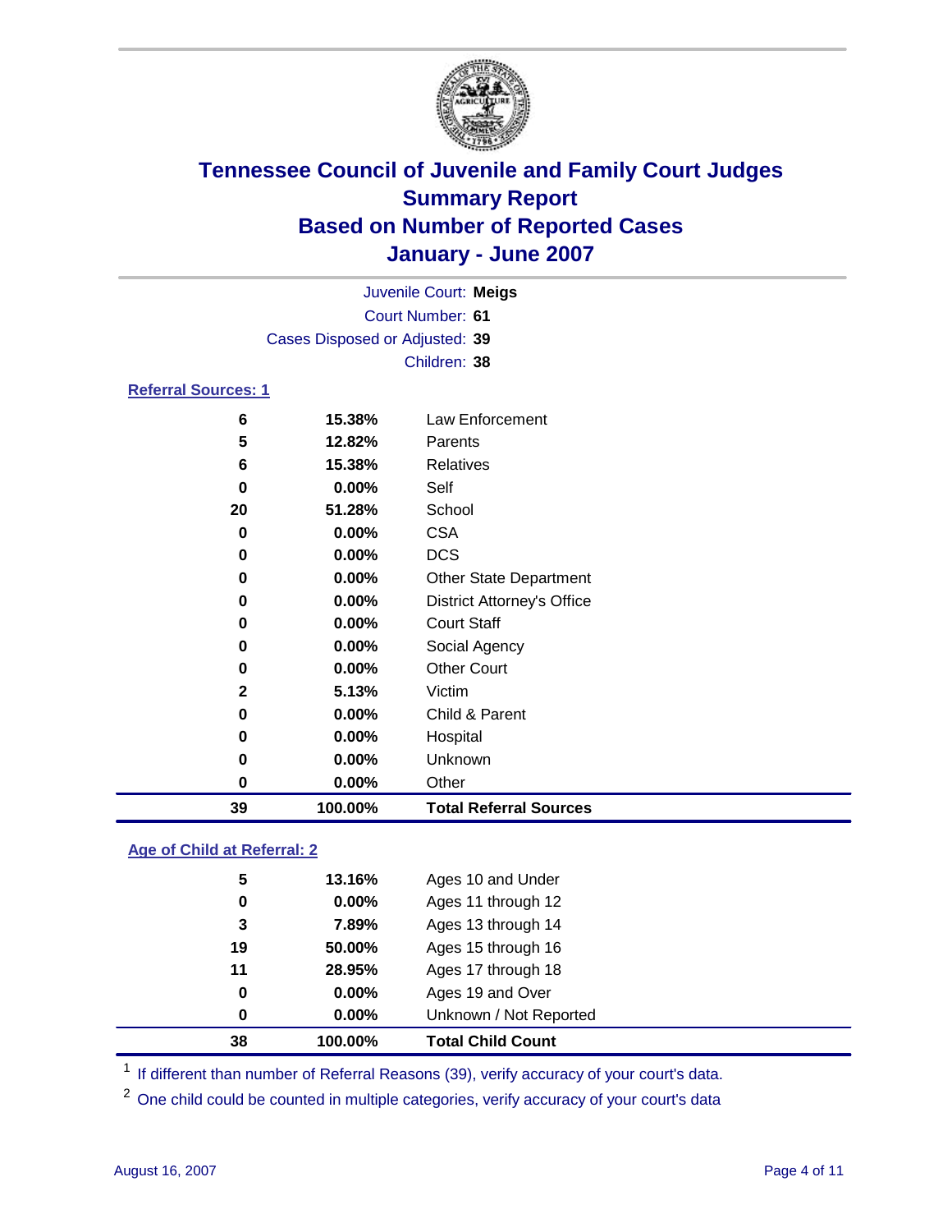# Tennessee Council of Juvenile and Family Court Judges
## Summary Report
## Based on Number of Reported Cases
## January - June 2007

Juvenile Court: **Meigs**
Court Number: **61**
Cases Disposed or Adjusted: **39**
Children: **38**

### Referral Sources: 1

| Count | Percent | Source |
|---|---|---|
| 6 | 15.38% | Law Enforcement |
| 5 | 12.82% | Parents |
| 6 | 15.38% | Relatives |
| 0 | 0.00% | Self |
| 20 | 51.28% | School |
| 0 | 0.00% | CSA |
| 0 | 0.00% | DCS |
| 0 | 0.00% | Other State Department |
| 0 | 0.00% | District Attorney's Office |
| 0 | 0.00% | Court Staff |
| 0 | 0.00% | Social Agency |
| 0 | 0.00% | Other Court |
| 2 | 5.13% | Victim |
| 0 | 0.00% | Child & Parent |
| 0 | 0.00% | Hospital |
| 0 | 0.00% | Unknown |
| 0 | 0.00% | Other |
| **39** | **100.00%** | **Total Referral Sources** |

### Age of Child at Referral: 2

| Count | Percent | Age |
|---|---|---|
| 5 | 13.16% | Ages 10 and Under |
| 0 | 0.00% | Ages 11 through 12 |
| 3 | 7.89% | Ages 13 through 14 |
| 19 | 50.00% | Ages 15 through 16 |
| 11 | 28.95% | Ages 17 through 18 |
| 0 | 0.00% | Ages 19 and Over |
| 0 | 0.00% | Unknown / Not Reported |
| **38** | **100.00%** | **Total Child Count** |

[1] If different than number of Referral Reasons (39), verify accuracy of your court's data.

[2] One child could be counted in multiple categories, verify accuracy of your court's data

August 16, 2007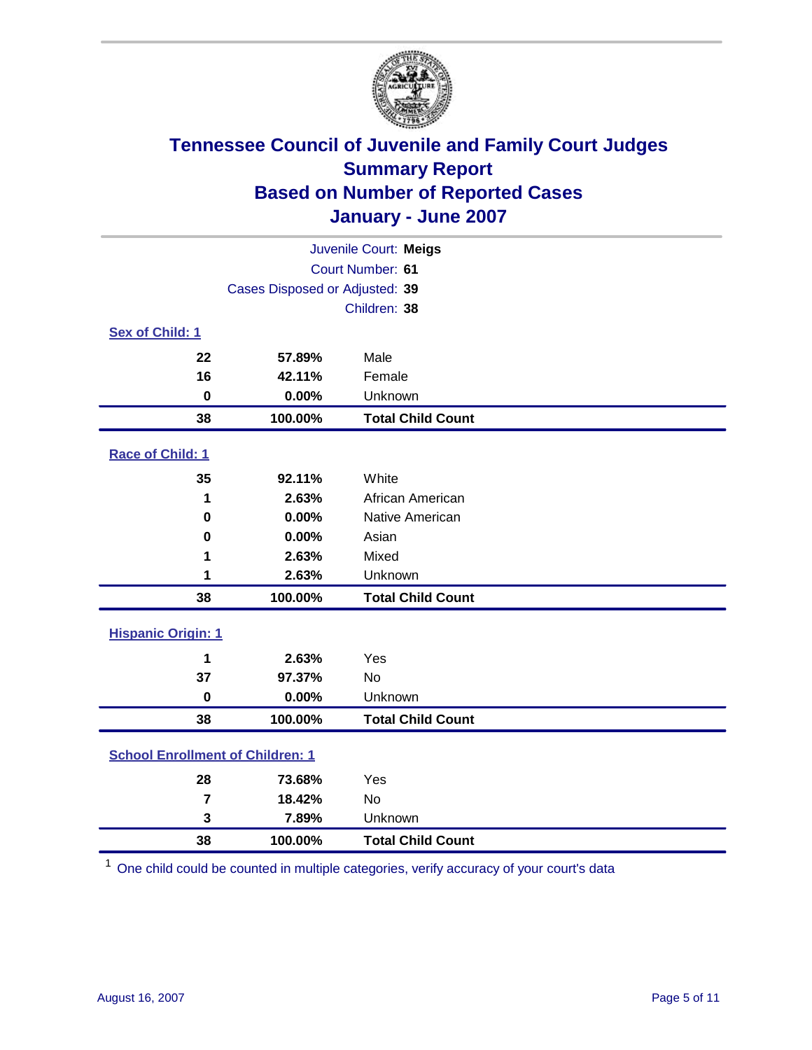# Tennessee Council of Juvenile and Family Court Judges
## Summary Report
## Based on Number of Reported Cases
## January - June 2007

Juvenile Court: **Meigs**

Court Number: **61**

Cases Disposed or Adjusted: **39**

Children: **38**

### Sex of Child: 1

| | | |
|---|---|---|
| 22 | 57.89% | Male |
| 16 | 42.11% | Female |
| 0 | 0.00% | Unknown |
| **38** | **100.00%** | **Total Child Count** |

### Race of Child: 1

| | | |
|---|---|---|
| 35 | 92.11% | White |
| 1 | 2.63% | African American |
| 0 | 0.00% | Native American |
| 0 | 0.00% | Asian |
| 1 | 2.63% | Mixed |
| 1 | 2.63% | Unknown |
| **38** | **100.00%** | **Total Child Count** |

### Hispanic Origin: 1

| | | |
|---|---|---|
| 1 | 2.63% | Yes |
| 37 | 97.37% | No |
| 0 | 0.00% | Unknown |
| **38** | **100.00%** | **Total Child Count** |

### School Enrollment of Children: 1

| | | |
|---|---|---|
| 28 | 73.68% | Yes |
| 7 | 18.42% | No |
| 3 | 7.89% | Unknown |
| **38** | **100.00%** | **Total Child Count** |

[1] One child could be counted in multiple categories, verify accuracy of your court's data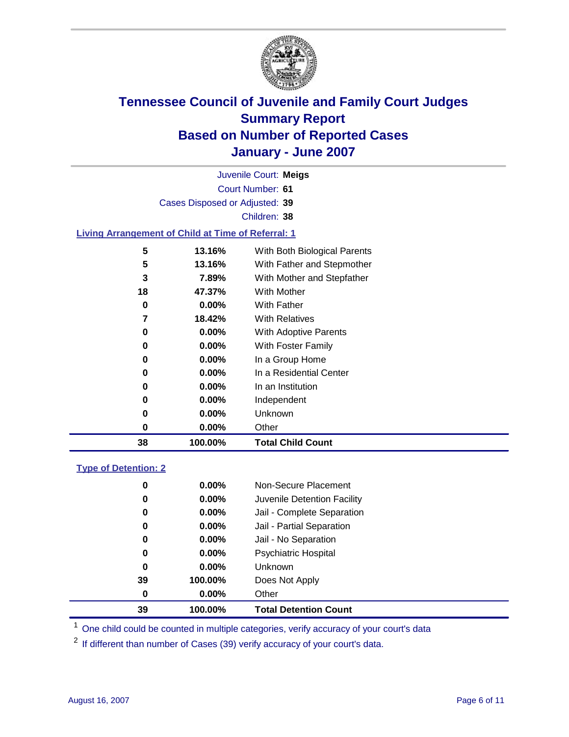# Tennessee Council of Juvenile and Family Court Judges
## Summary Report
## Based on Number of Reported Cases
## January - June 2007

Juvenile Court: **Meigs**
Court Number: **61**
Cases Disposed or Adjusted: **39**
Children: **38**

### Living Arrangement of Child at Time of Referral: 1

| | | |
|---|---|---|
| 5 | 13.16% | With Both Biological Parents |
| 5 | 13.16% | With Father and Stepmother |
| 3 | 7.89% | With Mother and Stepfather |
| 18 | 47.37% | With Mother |
| 0 | 0.00% | With Father |
| 7 | 18.42% | With Relatives |
| 0 | 0.00% | With Adoptive Parents |
| 0 | 0.00% | With Foster Family |
| 0 | 0.00% | In a Group Home |
| 0 | 0.00% | In a Residential Center |
| 0 | 0.00% | In an Institution |
| 0 | 0.00% | Independent |
| 0 | 0.00% | Unknown |
| 0 | 0.00% | Other |
| **38** | **100.00%** | **Total Child Count** |

### Type of Detention: 2

| | | |
|---|---|---|
| 0 | 0.00% | Non-Secure Placement |
| 0 | 0.00% | Juvenile Detention Facility |
| 0 | 0.00% | Jail - Complete Separation |
| 0 | 0.00% | Jail - Partial Separation |
| 0 | 0.00% | Jail - No Separation |
| 0 | 0.00% | Psychiatric Hospital |
| 0 | 0.00% | Unknown |
| 39 | 100.00% | Does Not Apply |
| 0 | 0.00% | Other |
| **39** | **100.00%** | **Total Detention Count** |

[1] One child could be counted in multiple categories, verify accuracy of your court's data

[2] If different than number of Cases (39) verify accuracy of your court's data.

August 16, 2007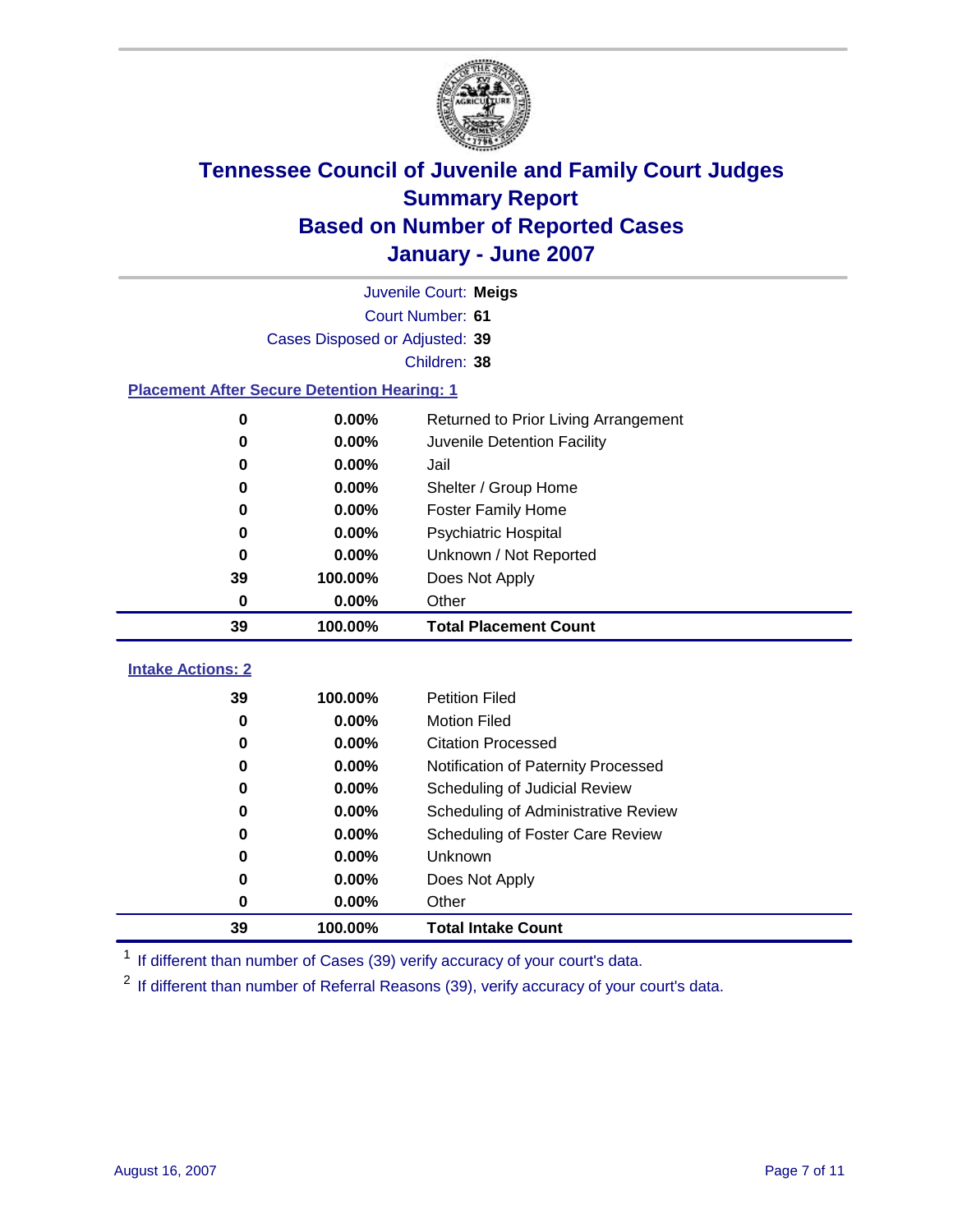# Tennessee Council of Juvenile and Family Court Judges
## Summary Report
## Based on Number of Reported Cases
## January - June 2007

Juvenile Court: **Meigs**
Court Number: **61**
Cases Disposed or Adjusted: **39**
Children: **38**

### Placement After Secure Detention Hearing: 1

| Count | Percent | Placement |
|---|---|---|
| 0 | 0.00% | Returned to Prior Living Arrangement |
| 0 | 0.00% | Juvenile Detention Facility |
| 0 | 0.00% | Jail |
| 0 | 0.00% | Shelter / Group Home |
| 0 | 0.00% | Foster Family Home |
| 0 | 0.00% | Psychiatric Hospital |
| 0 | 0.00% | Unknown / Not Reported |
| 39 | 100.00% | Does Not Apply |
| 0 | 0.00% | Other |
| **39** | **100.00%** | **Total Placement Count** |

### Intake Actions: 2

| Count | Percent | Intake Action |
|---|---|---|
| 39 | 100.00% | Petition Filed |
| 0 | 0.00% | Motion Filed |
| 0 | 0.00% | Citation Processed |
| 0 | 0.00% | Notification of Paternity Processed |
| 0 | 0.00% | Scheduling of Judicial Review |
| 0 | 0.00% | Scheduling of Administrative Review |
| 0 | 0.00% | Scheduling of Foster Care Review |
| 0 | 0.00% | Unknown |
| 0 | 0.00% | Does Not Apply |
| 0 | 0.00% | Other |
| **39** | **100.00%** | **Total Intake Count** |

[1] If different than number of Cases (39) verify accuracy of your court's data.

[2] If different than number of Referral Reasons (39), verify accuracy of your court's data.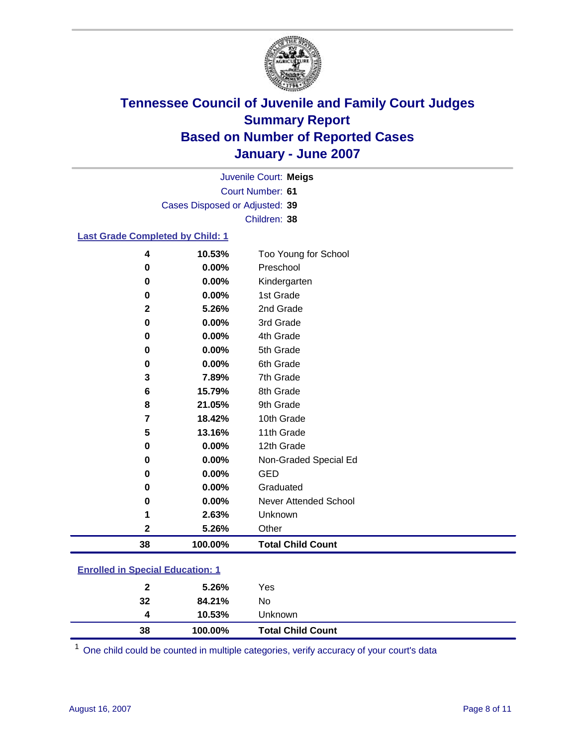# Tennessee Council of Juvenile and Family Court Judges
## Summary Report
## Based on Number of Reported Cases
## January - June 2007

Juvenile Court: **Meigs**
Court Number: **61**
Cases Disposed or Adjusted: **39**
Children: **38**

### Last Grade Completed by Child: 1

| Count | Percent | Category |
|---|---|---|
| 4 | 10.53% | Too Young for School |
| 0 | 0.00% | Preschool |
| 0 | 0.00% | Kindergarten |
| 0 | 0.00% | 1st Grade |
| 2 | 5.26% | 2nd Grade |
| 0 | 0.00% | 3rd Grade |
| 0 | 0.00% | 4th Grade |
| 0 | 0.00% | 5th Grade |
| 0 | 0.00% | 6th Grade |
| 3 | 7.89% | 7th Grade |
| 6 | 15.79% | 8th Grade |
| 8 | 21.05% | 9th Grade |
| 7 | 18.42% | 10th Grade |
| 5 | 13.16% | 11th Grade |
| 0 | 0.00% | 12th Grade |
| 0 | 0.00% | Non-Graded Special Ed |
| 0 | 0.00% | GED |
| 0 | 0.00% | Graduated |
| 0 | 0.00% | Never Attended School |
| 1 | 2.63% | Unknown |
| 2 | 5.26% | Other |
| **38** | **100.00%** | **Total Child Count** |

### Enrolled in Special Education: 1

| Count | Percent | Category |
|---|---|---|
| 2 | 5.26% | Yes |
| 32 | 84.21% | No |
| 4 | 10.53% | Unknown |
| **38** | **100.00%** | **Total Child Count** |

[1] One child could be counted in multiple categories, verify accuracy of your court's data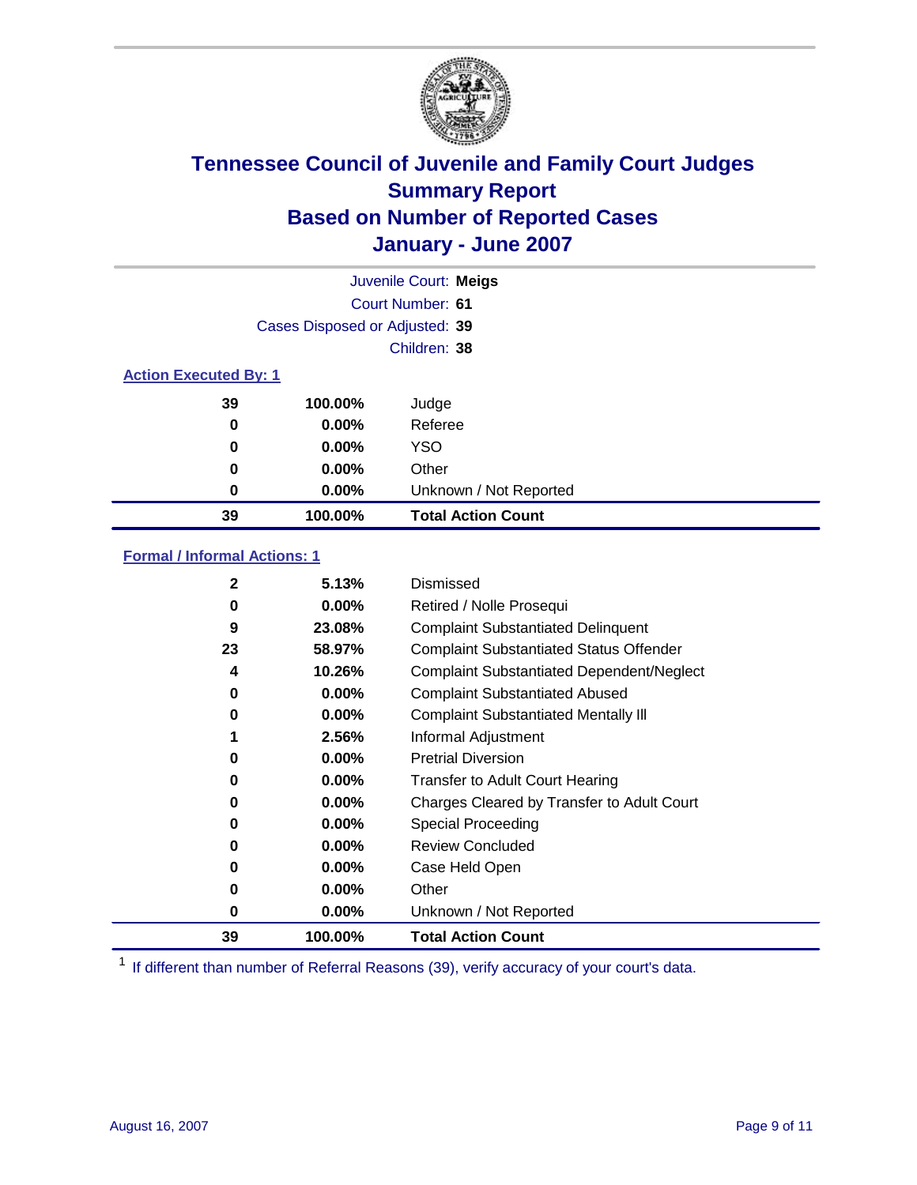# Tennessee Council of Juvenile and Family Court Judges
## Summary Report
## Based on Number of Reported Cases
## January - June 2007

Juvenile Court: **Meigs**

Court Number: **61**

Cases Disposed or Adjusted: **39**

Children: **38**

### Action Executed By: 1

| | | |
|---|---|---|
| 39 | 100.00% | Judge |
| 0 | 0.00% | Referee |
| 0 | 0.00% | YSO |
| 0 | 0.00% | Other |
| 0 | 0.00% | Unknown / Not Reported |
| **39** | **100.00%** | **Total Action Count** |

### Formal / Informal Actions: 1

| | | |
|---|---|---|
| 2 | 5.13% | Dismissed |
| 0 | 0.00% | Retired / Nolle Prosequi |
| 9 | 23.08% | Complaint Substantiated Delinquent |
| 23 | 58.97% | Complaint Substantiated Status Offender |
| 4 | 10.26% | Complaint Substantiated Dependent/Neglect |
| 0 | 0.00% | Complaint Substantiated Abused |
| 0 | 0.00% | Complaint Substantiated Mentally Ill |
| 1 | 2.56% | Informal Adjustment |
| 0 | 0.00% | Pretrial Diversion |
| 0 | 0.00% | Transfer to Adult Court Hearing |
| 0 | 0.00% | Charges Cleared by Transfer to Adult Court |
| 0 | 0.00% | Special Proceeding |
| 0 | 0.00% | Review Concluded |
| 0 | 0.00% | Case Held Open |
| 0 | 0.00% | Other |
| 0 | 0.00% | Unknown / Not Reported |
| **39** | **100.00%** | **Total Action Count** |

[1] If different than number of Referral Reasons (39), verify accuracy of your court's data.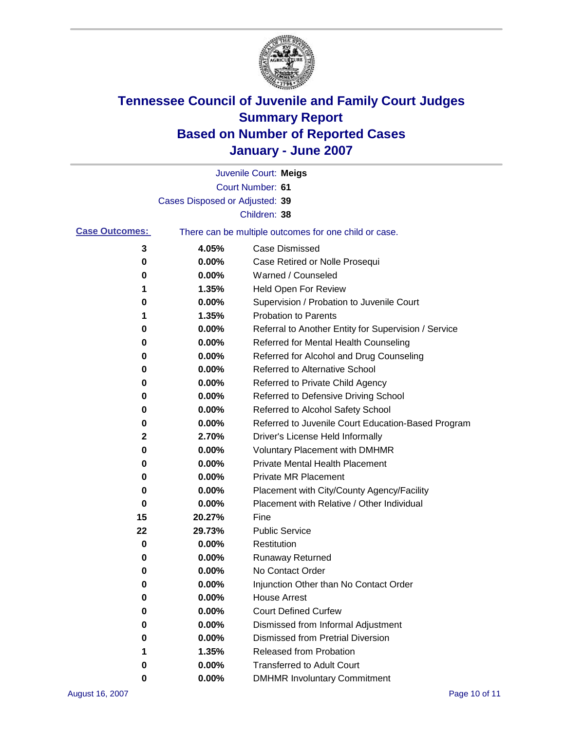# Tennessee Council of Juvenile and Family Court Judges
## Summary Report
## Based on Number of Reported Cases
## January - June 2007

Juvenile Court: **Meigs**
Court Number: **61**
Cases Disposed or Adjusted: **39**
Children: **38**

**Case Outcomes:** There can be multiple outcomes for one child or case.

| Count | Percent | Outcome |
|---|---|---|
| 3 | 4.05% | Case Dismissed |
| 0 | 0.00% | Case Retired or Nolle Prosequi |
| 0 | 0.00% | Warned / Counseled |
| 1 | 1.35% | Held Open For Review |
| 0 | 0.00% | Supervision / Probation to Juvenile Court |
| 1 | 1.35% | Probation to Parents |
| 0 | 0.00% | Referral to Another Entity for Supervision / Service |
| 0 | 0.00% | Referred for Mental Health Counseling |
| 0 | 0.00% | Referred for Alcohol and Drug Counseling |
| 0 | 0.00% | Referred to Alternative School |
| 0 | 0.00% | Referred to Private Child Agency |
| 0 | 0.00% | Referred to Defensive Driving School |
| 0 | 0.00% | Referred to Alcohol Safety School |
| 0 | 0.00% | Referred to Juvenile Court Education-Based Program |
| 2 | 2.70% | Driver's License Held Informally |
| 0 | 0.00% | Voluntary Placement with DMHMR |
| 0 | 0.00% | Private Mental Health Placement |
| 0 | 0.00% | Private MR Placement |
| 0 | 0.00% | Placement with City/County Agency/Facility |
| 0 | 0.00% | Placement with Relative / Other Individual |
| 15 | 20.27% | Fine |
| 22 | 29.73% | Public Service |
| 0 | 0.00% | Restitution |
| 0 | 0.00% | Runaway Returned |
| 0 | 0.00% | No Contact Order |
| 0 | 0.00% | Injunction Other than No Contact Order |
| 0 | 0.00% | House Arrest |
| 0 | 0.00% | Court Defined Curfew |
| 0 | 0.00% | Dismissed from Informal Adjustment |
| 0 | 0.00% | Dismissed from Pretrial Diversion |
| 1 | 1.35% | Released from Probation |
| 0 | 0.00% | Transferred to Adult Court |
| 0 | 0.00% | DMHMR Involuntary Commitment |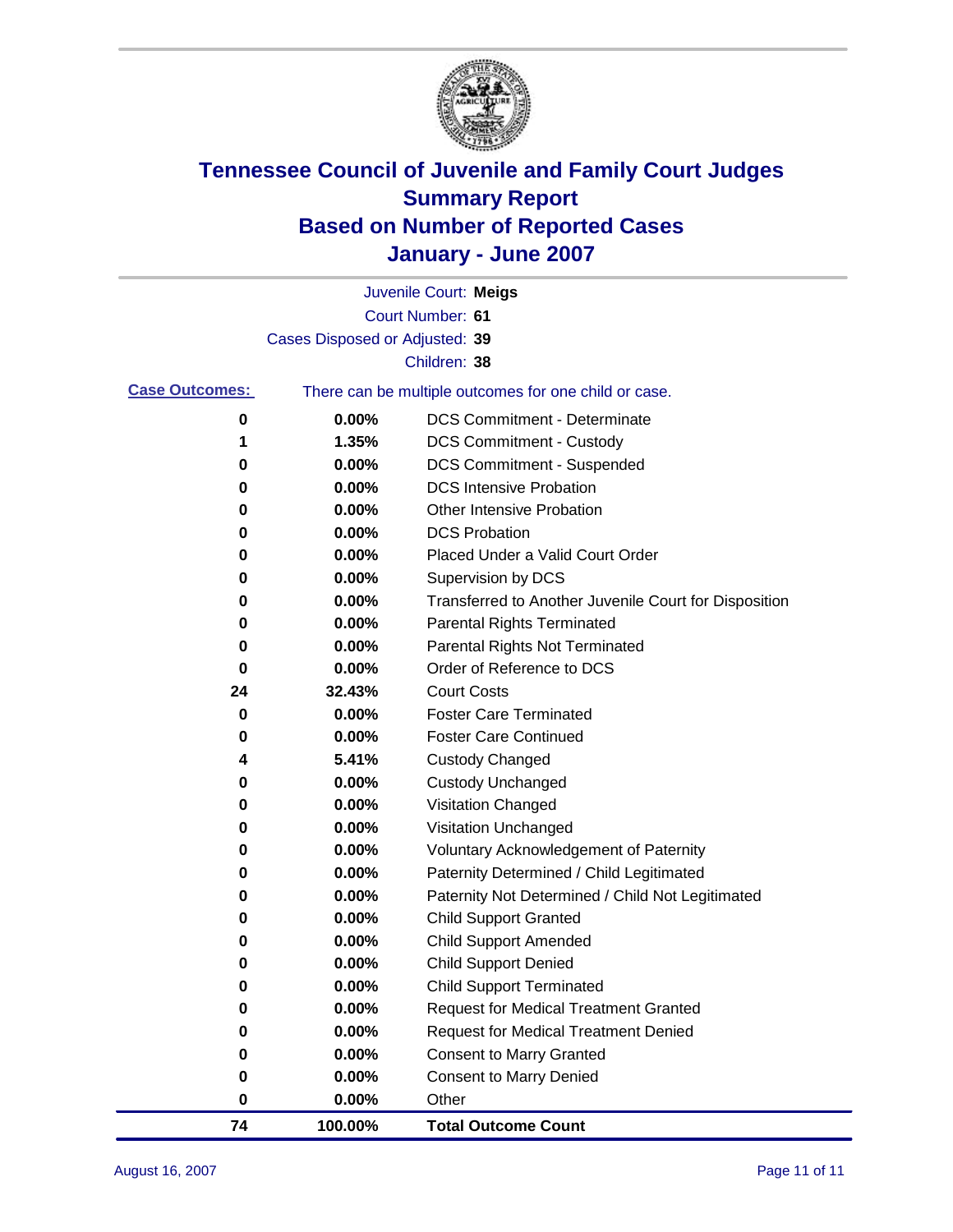# Tennessee Council of Juvenile and Family Court Judges
# Summary Report
# Based on Number of Reported Cases
# January - June 2007

Juvenile Court: **Meigs**
Court Number: **61**
Cases Disposed or Adjusted: **39**
Children: **38**

**Case Outcomes:** There can be multiple outcomes for one child or case.

| | | |
|---|---|---|
| 0 | 0.00% | DCS Commitment - Determinate |
| 1 | 1.35% | DCS Commitment - Custody |
| 0 | 0.00% | DCS Commitment - Suspended |
| 0 | 0.00% | DCS Intensive Probation |
| 0 | 0.00% | Other Intensive Probation |
| 0 | 0.00% | DCS Probation |
| 0 | 0.00% | Placed Under a Valid Court Order |
| 0 | 0.00% | Supervision by DCS |
| 0 | 0.00% | Transferred to Another Juvenile Court for Disposition |
| 0 | 0.00% | Parental Rights Terminated |
| 0 | 0.00% | Parental Rights Not Terminated |
| 0 | 0.00% | Order of Reference to DCS |
| 24 | 32.43% | Court Costs |
| 0 | 0.00% | Foster Care Terminated |
| 0 | 0.00% | Foster Care Continued |
| 4 | 5.41% | Custody Changed |
| 0 | 0.00% | Custody Unchanged |
| 0 | 0.00% | Visitation Changed |
| 0 | 0.00% | Visitation Unchanged |
| 0 | 0.00% | Voluntary Acknowledgement of Paternity |
| 0 | 0.00% | Paternity Determined / Child Legitimated |
| 0 | 0.00% | Paternity Not Determined / Child Not Legitimated |
| 0 | 0.00% | Child Support Granted |
| 0 | 0.00% | Child Support Amended |
| 0 | 0.00% | Child Support Denied |
| 0 | 0.00% | Child Support Terminated |
| 0 | 0.00% | Request for Medical Treatment Granted |
| 0 | 0.00% | Request for Medical Treatment Denied |
| 0 | 0.00% | Consent to Marry Granted |
| 0 | 0.00% | Consent to Marry Denied |
| 0 | 0.00% | Other |
| **74** | **100.00%** | **Total Outcome Count** |

August 16, 2007